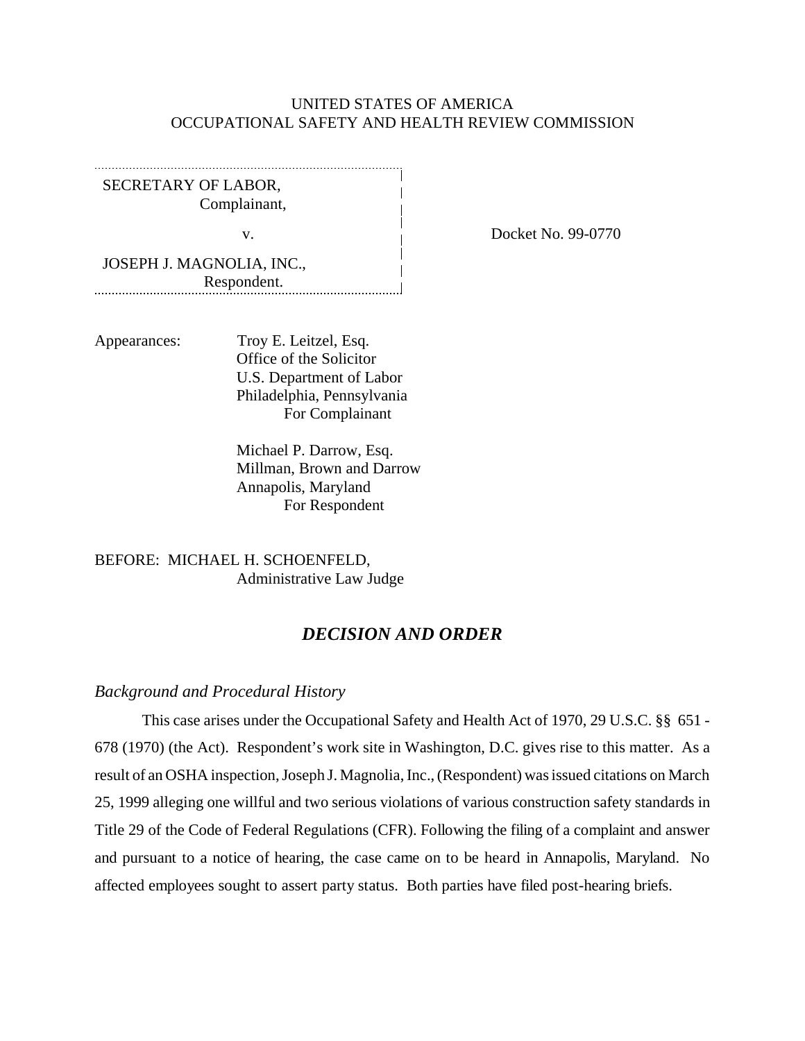UNITED STATES OF AMERICA
OCCUPATIONAL SAFETY AND HEALTH REVIEW COMMISSION

SECRETARY OF LABOR,
Complainant,

v.

JOSEPH J. MAGNOLIA, INC.,
Respondent.

Docket No. 99-0770

Appearances:

Troy E. Leitzel, Esq.
Office of the Solicitor
U.S. Department of Labor
Philadelphia, Pennsylvania
For Complainant

Michael P. Darrow, Esq.
Millman, Brown and Darrow
Annapolis, Maryland
For Respondent

BEFORE: MICHAEL H. SCHOENFELD,
Administrative Law Judge

## *DECISION AND ORDER*

### *Background and Procedural History*

This case arises under the Occupational Safety and Health Act of 1970, 29 U.S.C. §§ 651 - 678 (1970) (the Act). Respondent's work site in Washington, D.C. gives rise to this matter. As a result of an OSHA inspection, Joseph J. Magnolia, Inc., (Respondent) was issued citations on March 25, 1999 alleging one willful and two serious violations of various construction safety standards in Title 29 of the Code of Federal Regulations (CFR). Following the filing of a complaint and answer and pursuant to a notice of hearing, the case came on to be heard in Annapolis, Maryland. No affected employees sought to assert party status. Both parties have filed post-hearing briefs.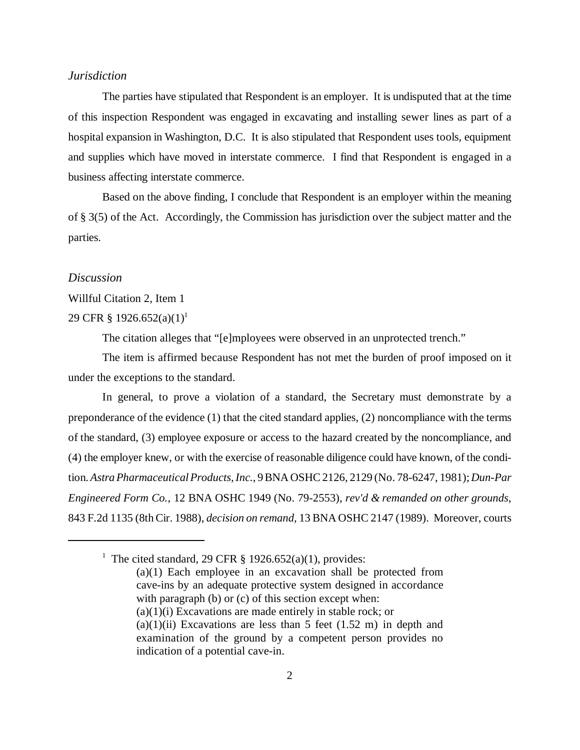*Jurisdiction*

The parties have stipulated that Respondent is an employer. It is undisputed that at the time of this inspection Respondent was engaged in excavating and installing sewer lines as part of a hospital expansion in Washington, D.C. It is also stipulated that Respondent uses tools, equipment and supplies which have moved in interstate commerce. I find that Respondent is engaged in a business affecting interstate commerce.

Based on the above finding, I conclude that Respondent is an employer within the meaning of § 3(5) of the Act. Accordingly, the Commission has jurisdiction over the subject matter and the parties.

*Discussion*

Willful Citation 2, Item 1

29 CFR § 1926.652(a)(1)[1]

The citation alleges that "[e]mployees were observed in an unprotected trench."

The item is affirmed because Respondent has not met the burden of proof imposed on it under the exceptions to the standard.

In general, to prove a violation of a standard, the Secretary must demonstrate by a preponderance of the evidence (1) that the cited standard applies, (2) noncompliance with the terms of the standard, (3) employee exposure or access to the hazard created by the noncompliance, and (4) the employer knew, or with the exercise of reasonable diligence could have known, of the condition. *Astra Pharmaceutical Products, Inc.*, 9 BNA OSHC 2126, 2129 (No. 78-6247, 1981); *Dun-Par Engineered Form Co.*, 12 BNA OSHC 1949 (No. 79-2553), *rev'd & remanded on other grounds*, 843 F.2d 1135 (8th Cir. 1988), *decision on remand*, 13 BNA OSHC 2147 (1989). Moreover, courts

---

[1] The cited standard, 29 CFR § 1926.652(a)(1), provides:

> (a)(1) Each employee in an excavation shall be protected from cave-ins by an adequate protective system designed in accordance with paragraph (b) or (c) of this section except when:
> (a)(1)(i) Excavations are made entirely in stable rock; or
> (a)(1)(ii) Excavations are less than 5 feet (1.52 m) in depth and examination of the ground by a competent person provides no indication of a potential cave-in.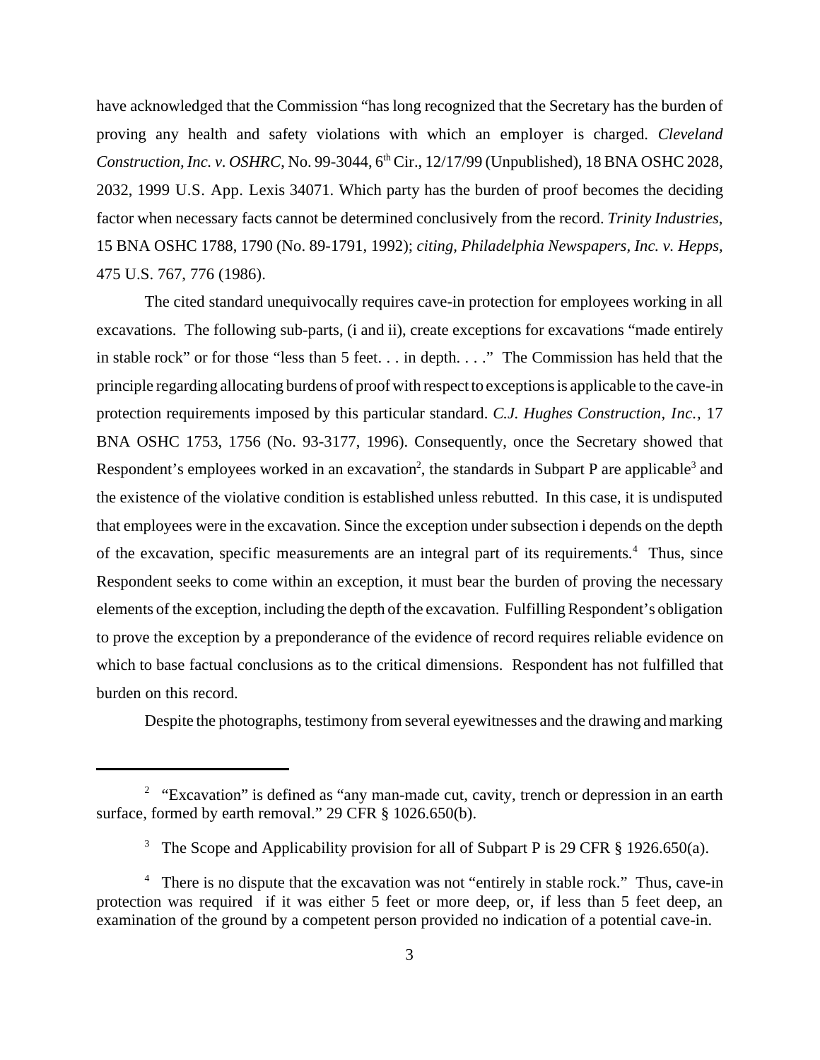have acknowledged that the Commission "has long recognized that the Secretary has the burden of proving any health and safety violations with which an employer is charged. *Cleveland Construction, Inc. v. OSHRC*, No. 99-3044, 6th Cir., 12/17/99 (Unpublished), 18 BNA OSHC 2028, 2032, 1999 U.S. App. Lexis 34071. Which party has the burden of proof becomes the deciding factor when necessary facts cannot be determined conclusively from the record. *Trinity Industries*, 15 BNA OSHC 1788, 1790 (No. 89-1791, 1992); *citing, Philadelphia Newspapers, Inc. v. Hepps,* 475 U.S. 767, 776 (1986).

The cited standard unequivocally requires cave-in protection for employees working in all excavations. The following sub-parts, (i and ii), create exceptions for excavations "made entirely in stable rock" or for those "less than 5 feet. . . in depth. . . ." The Commission has held that the principle regarding allocating burdens of proof with respect to exceptions is applicable to the cave-in protection requirements imposed by this particular standard. *C.J. Hughes Construction, Inc.,* 17 BNA OSHC 1753, 1756 (No. 93-3177, 1996). Consequently, once the Secretary showed that Respondent's employees worked in an excavation[2], the standards in Subpart P are applicable[3] and the existence of the violative condition is established unless rebutted. In this case, it is undisputed that employees were in the excavation. Since the exception under subsection i depends on the depth of the excavation, specific measurements are an integral part of its requirements.[4] Thus, since Respondent seeks to come within an exception, it must bear the burden of proving the necessary elements of the exception, including the depth of the excavation. Fulfilling Respondent's obligation to prove the exception by a preponderance of the evidence of record requires reliable evidence on which to base factual conclusions as to the critical dimensions. Respondent has not fulfilled that burden on this record.

Despite the photographs, testimony from several eyewitnesses and the drawing and marking

---

[2] "Excavation" is defined as "any man-made cut, cavity, trench or depression in an earth surface, formed by earth removal." 29 CFR § 1026.650(b).

[3] The Scope and Applicability provision for all of Subpart P is 29 CFR § 1926.650(a).

[4] There is no dispute that the excavation was not "entirely in stable rock." Thus, cave-in protection was required if it was either 5 feet or more deep, or, if less than 5 feet deep, an examination of the ground by a competent person provided no indication of a potential cave-in.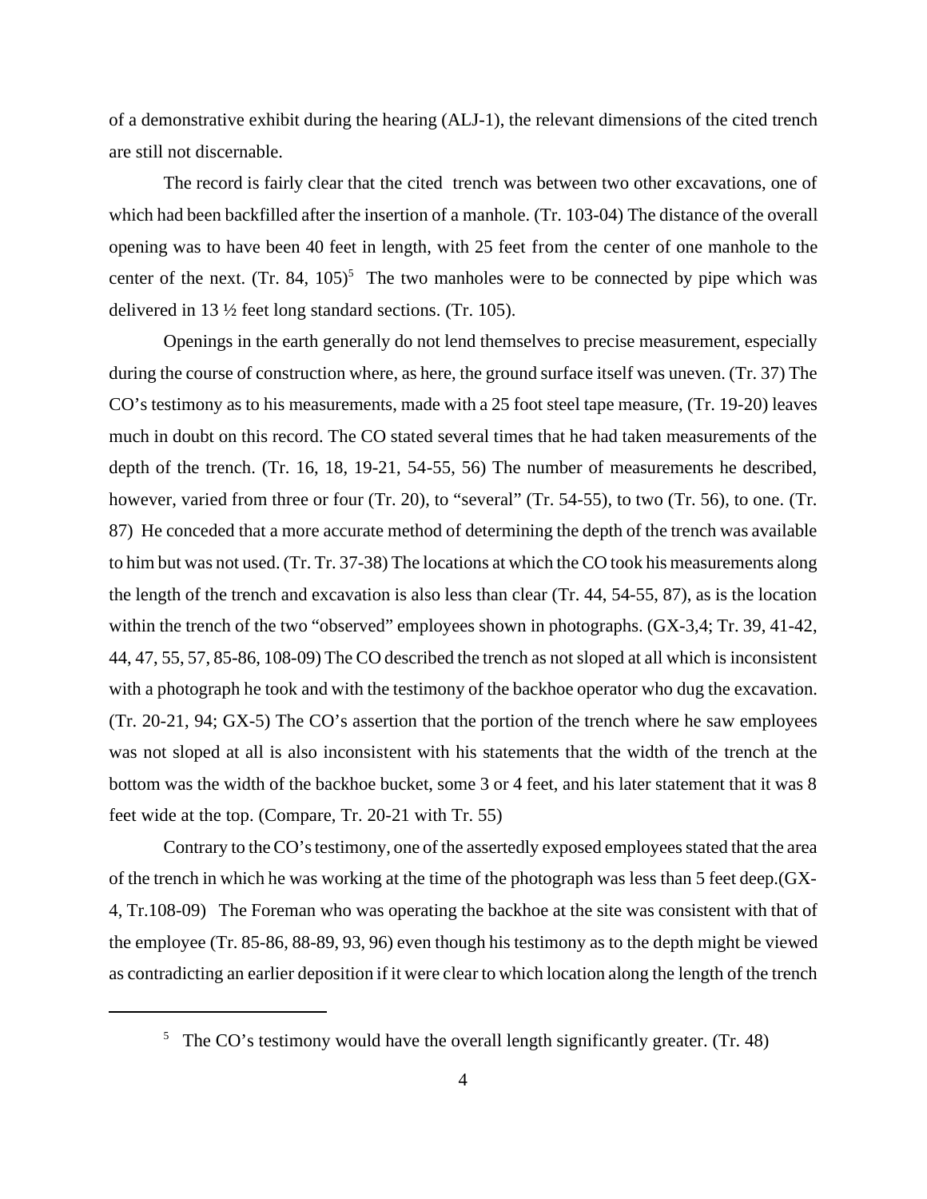of a demonstrative exhibit during the hearing (ALJ-1), the relevant dimensions of the cited trench are still not discernable.

The record is fairly clear that the cited trench was between two other excavations, one of which had been backfilled after the insertion of a manhole. (Tr. 103-04) The distance of the overall opening was to have been 40 feet in length, with 25 feet from the center of one manhole to the center of the next. (Tr. 84, 105)[5] The two manholes were to be connected by pipe which was delivered in 13 ½ feet long standard sections. (Tr. 105).

Openings in the earth generally do not lend themselves to precise measurement, especially during the course of construction where, as here, the ground surface itself was uneven. (Tr. 37) The CO's testimony as to his measurements, made with a 25 foot steel tape measure, (Tr. 19-20) leaves much in doubt on this record. The CO stated several times that he had taken measurements of the depth of the trench. (Tr. 16, 18, 19-21, 54-55, 56) The number of measurements he described, however, varied from three or four (Tr. 20), to "several" (Tr. 54-55), to two (Tr. 56), to one. (Tr. 87) He conceded that a more accurate method of determining the depth of the trench was available to him but was not used. (Tr. Tr. 37-38) The locations at which the CO took his measurements along the length of the trench and excavation is also less than clear (Tr. 44, 54-55, 87), as is the location within the trench of the two "observed" employees shown in photographs. (GX-3,4; Tr. 39, 41-42, 44, 47, 55, 57, 85-86, 108-09) The CO described the trench as not sloped at all which is inconsistent with a photograph he took and with the testimony of the backhoe operator who dug the excavation. (Tr. 20-21, 94; GX-5) The CO's assertion that the portion of the trench where he saw employees was not sloped at all is also inconsistent with his statements that the width of the trench at the bottom was the width of the backhoe bucket, some 3 or 4 feet, and his later statement that it was 8 feet wide at the top. (Compare, Tr. 20-21 with Tr. 55)

Contrary to the CO's testimony, one of the assertedly exposed employees stated that the area of the trench in which he was working at the time of the photograph was less than 5 feet deep.(GX-4, Tr.108-09) The Foreman who was operating the backhoe at the site was consistent with that of the employee (Tr. 85-86, 88-89, 93, 96) even though his testimony as to the depth might be viewed as contradicting an earlier deposition if it were clear to which location along the length of the trench

---

[5] The CO's testimony would have the overall length significantly greater. (Tr. 48)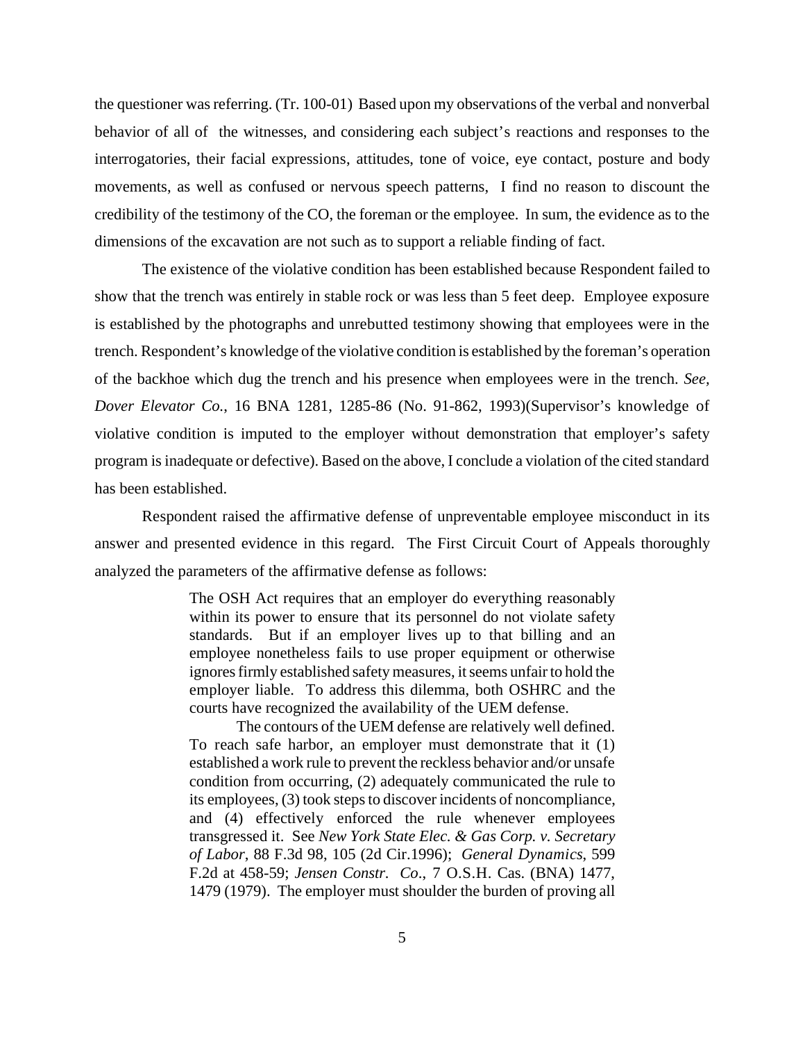the questioner was referring. (Tr. 100-01) Based upon my observations of the verbal and nonverbal behavior of all of the witnesses, and considering each subject's reactions and responses to the interrogatories, their facial expressions, attitudes, tone of voice, eye contact, posture and body movements, as well as confused or nervous speech patterns, I find no reason to discount the credibility of the testimony of the CO, the foreman or the employee. In sum, the evidence as to the dimensions of the excavation are not such as to support a reliable finding of fact.

The existence of the violative condition has been established because Respondent failed to show that the trench was entirely in stable rock or was less than 5 feet deep. Employee exposure is established by the photographs and unrebutted testimony showing that employees were in the trench. Respondent's knowledge of the violative condition is established by the foreman's operation of the backhoe which dug the trench and his presence when employees were in the trench. *See, Dover Elevator Co.*, 16 BNA 1281, 1285-86 (No. 91-862, 1993)(Supervisor's knowledge of violative condition is imputed to the employer without demonstration that employer's safety program is inadequate or defective). Based on the above, I conclude a violation of the cited standard has been established.

Respondent raised the affirmative defense of unpreventable employee misconduct in its answer and presented evidence in this regard. The First Circuit Court of Appeals thoroughly analyzed the parameters of the affirmative defense as follows:

> The OSH Act requires that an employer do everything reasonably within its power to ensure that its personnel do not violate safety standards. But if an employer lives up to that billing and an employee nonetheless fails to use proper equipment or otherwise ignores firmly established safety measures, it seems unfair to hold the employer liable. To address this dilemma, both OSHRC and the courts have recognized the availability of the UEM defense.
>
> The contours of the UEM defense are relatively well defined. To reach safe harbor, an employer must demonstrate that it (1) established a work rule to prevent the reckless behavior and/or unsafe condition from occurring, (2) adequately communicated the rule to its employees, (3) took steps to discover incidents of noncompliance, and (4) effectively enforced the rule whenever employees transgressed it. See *New York State Elec. & Gas Corp. v. Secretary of Labor*, 88 F.3d 98, 105 (2d Cir.1996); *General Dynamics*, 599 F.2d at 458-59; *Jensen Constr. Co*., 7 O.S.H. Cas. (BNA) 1477, 1479 (1979). The employer must shoulder the burden of proving all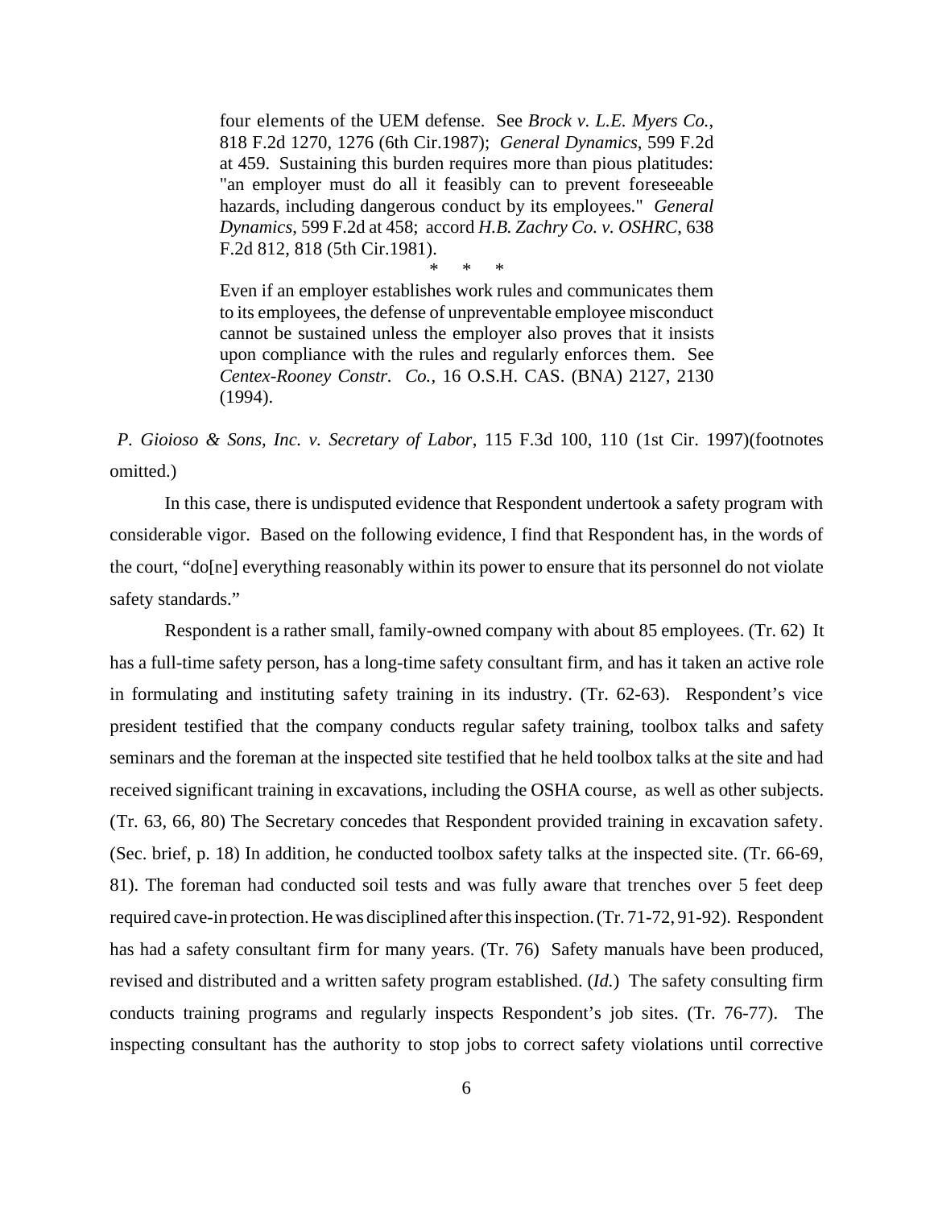> four elements of the UEM defense. See *Brock v. L.E. Myers Co.*, 818 F.2d 1270, 1276 (6th Cir.1987); *General Dynamics*, 599 F.2d at 459. Sustaining this burden requires more than pious platitudes: "an employer must do all it feasibly can to prevent foreseeable hazards, including dangerous conduct by its employees." *General Dynamics*, 599 F.2d at 458; accord *H.B. Zachry Co. v. OSHRC*, 638 F.2d 812, 818 (5th Cir.1981).
>
> \* \* \*
>
> Even if an employer establishes work rules and communicates them to its employees, the defense of unpreventable employee misconduct cannot be sustained unless the employer also proves that it insists upon compliance with the rules and regularly enforces them. See *Centex-Rooney Constr. Co.*, 16 O.S.H. CAS. (BNA) 2127, 2130 (1994).

*P. Gioioso & Sons, Inc. v. Secretary of Labor*, 115 F.3d 100, 110 (1st Cir. 1997)(footnotes omitted.)

In this case, there is undisputed evidence that Respondent undertook a safety program with considerable vigor. Based on the following evidence, I find that Respondent has, in the words of the court, "do[ne] everything reasonably within its power to ensure that its personnel do not violate safety standards."

Respondent is a rather small, family-owned company with about 85 employees. (Tr. 62) It has a full-time safety person, has a long-time safety consultant firm, and has it taken an active role in formulating and instituting safety training in its industry. (Tr. 62-63). Respondent's vice president testified that the company conducts regular safety training, toolbox talks and safety seminars and the foreman at the inspected site testified that he held toolbox talks at the site and had received significant training in excavations, including the OSHA course, as well as other subjects. (Tr. 63, 66, 80) The Secretary concedes that Respondent provided training in excavation safety. (Sec. brief, p. 18) In addition, he conducted toolbox safety talks at the inspected site. (Tr. 66-69, 81). The foreman had conducted soil tests and was fully aware that trenches over 5 feet deep required cave-in protection. He was disciplined after this inspection. (Tr. 71-72, 91-92). Respondent has had a safety consultant firm for many years. (Tr. 76) Safety manuals have been produced, revised and distributed and a written safety program established. (*Id.*) The safety consulting firm conducts training programs and regularly inspects Respondent's job sites. (Tr. 76-77). The inspecting consultant has the authority to stop jobs to correct safety violations until corrective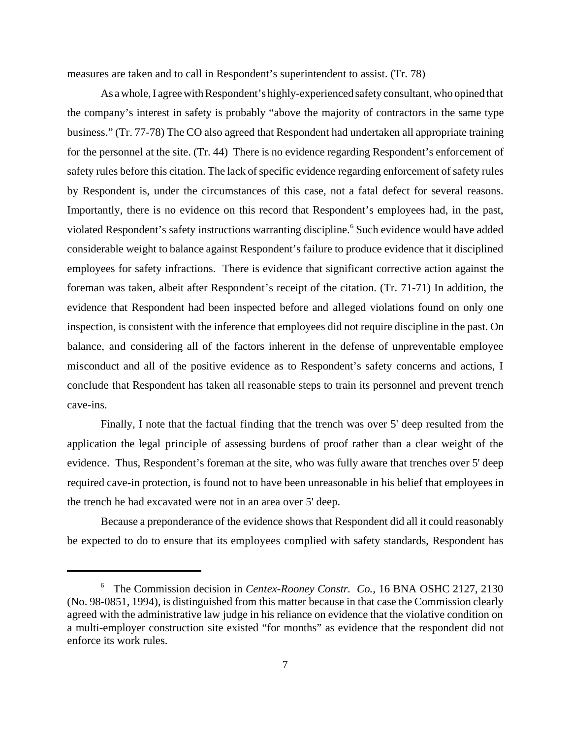measures are taken and to call in Respondent's superintendent to assist. (Tr. 78)

As a whole, I agree with Respondent's highly-experienced safety consultant, who opined that the company's interest in safety is probably "above the majority of contractors in the same type business." (Tr. 77-78) The CO also agreed that Respondent had undertaken all appropriate training for the personnel at the site. (Tr. 44) There is no evidence regarding Respondent's enforcement of safety rules before this citation. The lack of specific evidence regarding enforcement of safety rules by Respondent is, under the circumstances of this case, not a fatal defect for several reasons. Importantly, there is no evidence on this record that Respondent's employees had, in the past, violated Respondent's safety instructions warranting discipline.[6] Such evidence would have added considerable weight to balance against Respondent's failure to produce evidence that it disciplined employees for safety infractions. There is evidence that significant corrective action against the foreman was taken, albeit after Respondent's receipt of the citation. (Tr. 71-71) In addition, the evidence that Respondent had been inspected before and alleged violations found on only one inspection, is consistent with the inference that employees did not require discipline in the past. On balance, and considering all of the factors inherent in the defense of unpreventable employee misconduct and all of the positive evidence as to Respondent's safety concerns and actions, I conclude that Respondent has taken all reasonable steps to train its personnel and prevent trench cave-ins.

Finally, I note that the factual finding that the trench was over 5' deep resulted from the application the legal principle of assessing burdens of proof rather than a clear weight of the evidence. Thus, Respondent's foreman at the site, who was fully aware that trenches over 5' deep required cave-in protection, is found not to have been unreasonable in his belief that employees in the trench he had excavated were not in an area over 5' deep.

Because a preponderance of the evidence shows that Respondent did all it could reasonably be expected to do to ensure that its employees complied with safety standards, Respondent has

---

[6] The Commission decision in *Centex-Rooney Constr. Co.*, 16 BNA OSHC 2127, 2130 (No. 98-0851, 1994), is distinguished from this matter because in that case the Commission clearly agreed with the administrative law judge in his reliance on evidence that the violative condition on a multi-employer construction site existed "for months" as evidence that the respondent did not enforce its work rules.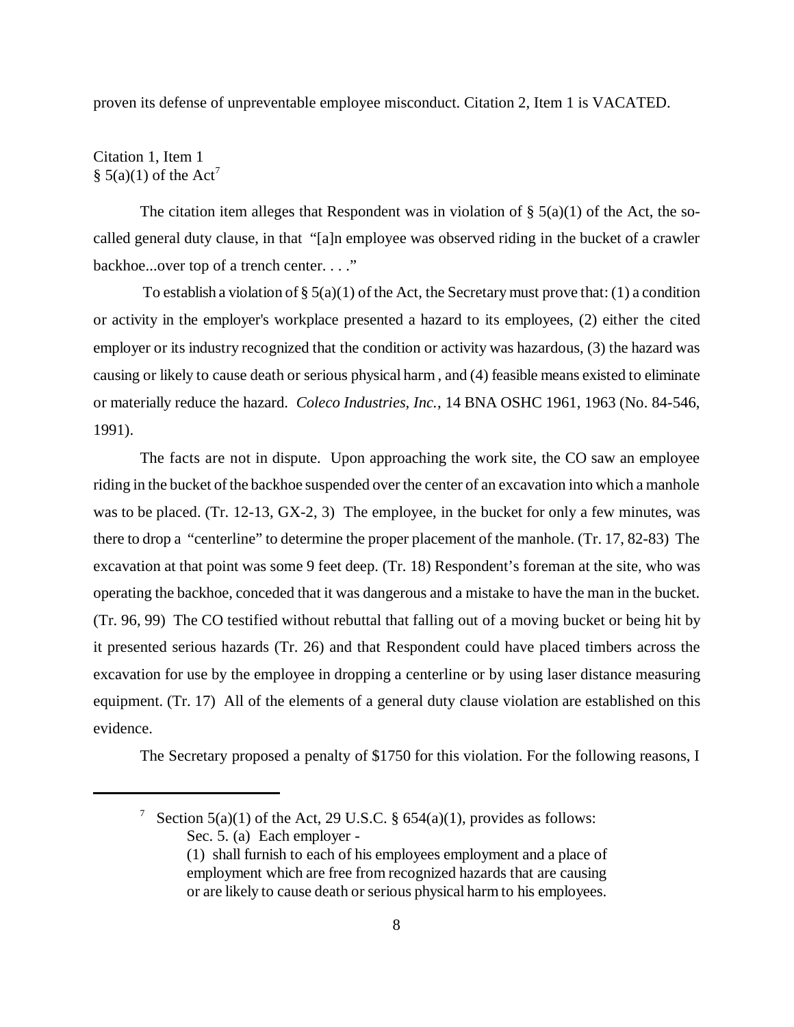proven its defense of unpreventable employee misconduct. Citation 2, Item 1 is VACATED.

Citation 1, Item 1
§ 5(a)(1) of the Act[7]

The citation item alleges that Respondent was in violation of § 5(a)(1) of the Act, the so-called general duty clause, in that "[a]n employee was observed riding in the bucket of a crawler backhoe...over top of a trench center. . . ."

To establish a violation of § 5(a)(1) of the Act, the Secretary must prove that: (1) a condition or activity in the employer's workplace presented a hazard to its employees, (2) either the cited employer or its industry recognized that the condition or activity was hazardous, (3) the hazard was causing or likely to cause death or serious physical harm, and (4) feasible means existed to eliminate or materially reduce the hazard. *Coleco Industries, Inc.*, 14 BNA OSHC 1961, 1963 (No. 84-546, 1991).

The facts are not in dispute. Upon approaching the work site, the CO saw an employee riding in the bucket of the backhoe suspended over the center of an excavation into which a manhole was to be placed. (Tr. 12-13, GX-2, 3) The employee, in the bucket for only a few minutes, was there to drop a "centerline" to determine the proper placement of the manhole. (Tr. 17, 82-83) The excavation at that point was some 9 feet deep. (Tr. 18) Respondent's foreman at the site, who was operating the backhoe, conceded that it was dangerous and a mistake to have the man in the bucket. (Tr. 96, 99) The CO testified without rebuttal that falling out of a moving bucket or being hit by it presented serious hazards (Tr. 26) and that Respondent could have placed timbers across the excavation for use by the employee in dropping a centerline or by using laser distance measuring equipment. (Tr. 17) All of the elements of a general duty clause violation are established on this evidence.

The Secretary proposed a penalty of $1750 for this violation. For the following reasons, I

---

[7] Section 5(a)(1) of the Act, 29 U.S.C. § 654(a)(1), provides as follows:

Sec. 5. (a) Each employer -

(1) shall furnish to each of his employees employment and a place of employment which are free from recognized hazards that are causing or are likely to cause death or serious physical harm to his employees.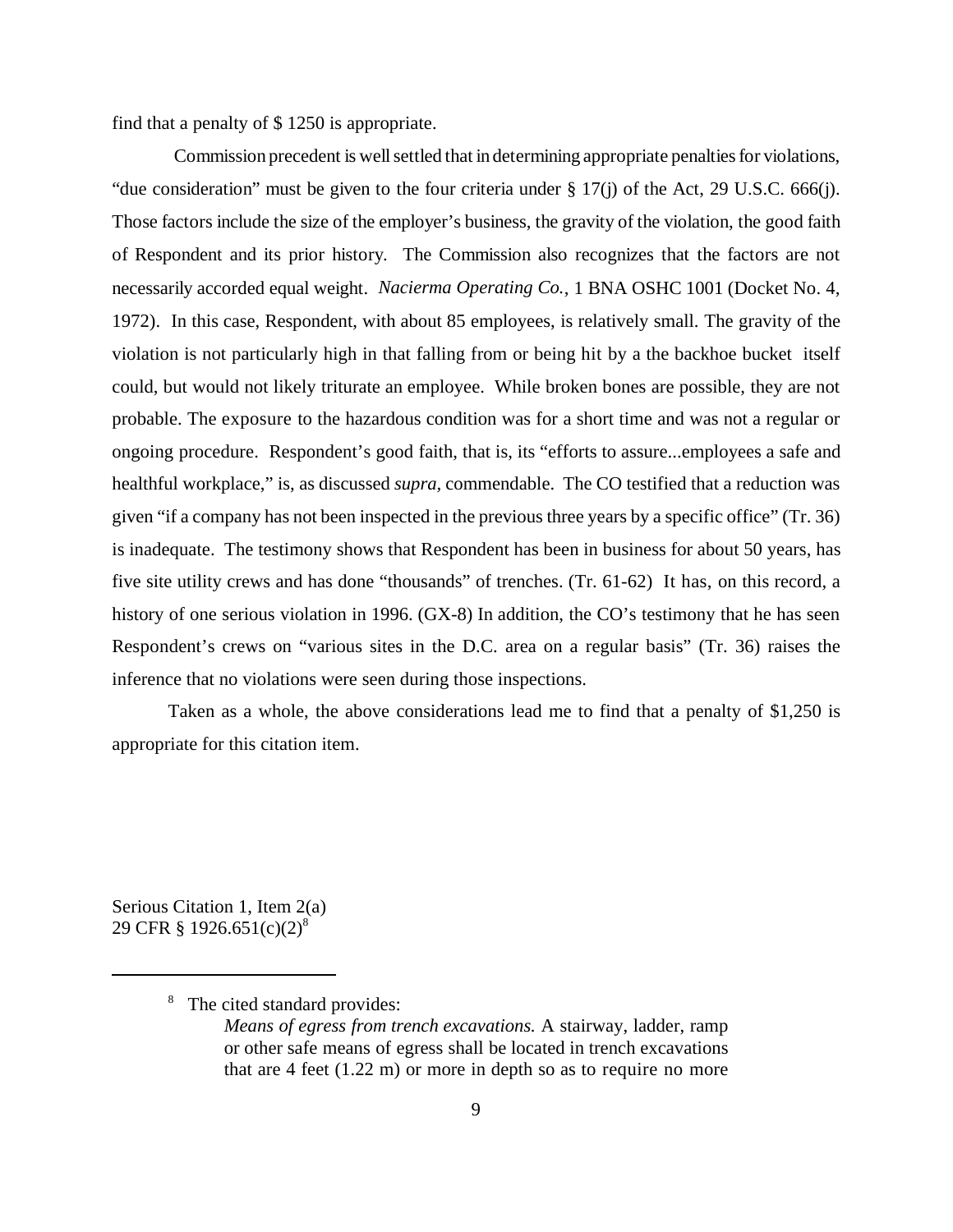find that a penalty of $ 1250 is appropriate.

Commission precedent is well settled that in determining appropriate penalties for violations, "due consideration" must be given to the four criteria under § 17(j) of the Act, 29 U.S.C. 666(j). Those factors include the size of the employer's business, the gravity of the violation, the good faith of Respondent and its prior history. The Commission also recognizes that the factors are not necessarily accorded equal weight. *Nacierma Operating Co.*, 1 BNA OSHC 1001 (Docket No. 4, 1972). In this case, Respondent, with about 85 employees, is relatively small. The gravity of the violation is not particularly high in that falling from or being hit by a the backhoe bucket itself could, but would not likely triturate an employee. While broken bones are possible, they are not probable. The exposure to the hazardous condition was for a short time and was not a regular or ongoing procedure. Respondent's good faith, that is, its "efforts to assure...employees a safe and healthful workplace," is, as discussed *supra,* commendable. The CO testified that a reduction was given "if a company has not been inspected in the previous three years by a specific office" (Tr. 36) is inadequate. The testimony shows that Respondent has been in business for about 50 years, has five site utility crews and has done "thousands" of trenches. (Tr. 61-62) It has, on this record, a history of one serious violation in 1996. (GX-8) In addition, the CO's testimony that he has seen Respondent's crews on "various sites in the D.C. area on a regular basis" (Tr. 36) raises the inference that no violations were seen during those inspections.

Taken as a whole, the above considerations lead me to find that a penalty of $1,250 is appropriate for this citation item.

Serious Citation 1, Item 2(a)
29 CFR § 1926.651(c)(2)[8]

---

[8] The cited standard provides:

*Means of egress from trench excavations.* A stairway, ladder, ramp or other safe means of egress shall be located in trench excavations that are 4 feet (1.22 m) or more in depth so as to require no more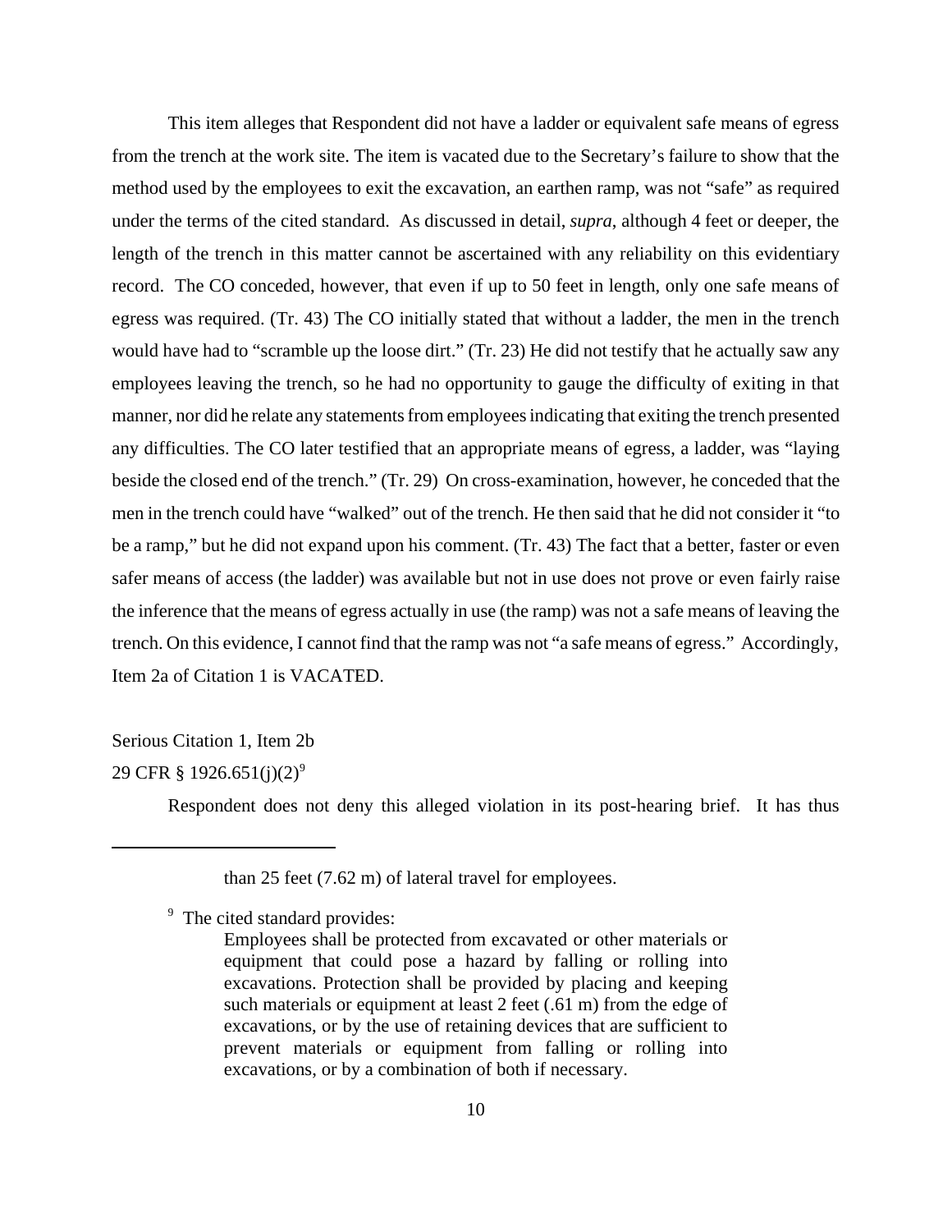This item alleges that Respondent did not have a ladder or equivalent safe means of egress from the trench at the work site. The item is vacated due to the Secretary's failure to show that the method used by the employees to exit the excavation, an earthen ramp, was not "safe" as required under the terms of the cited standard. As discussed in detail, *supra*, although 4 feet or deeper, the length of the trench in this matter cannot be ascertained with any reliability on this evidentiary record. The CO conceded, however, that even if up to 50 feet in length, only one safe means of egress was required. (Tr. 43) The CO initially stated that without a ladder, the men in the trench would have had to "scramble up the loose dirt." (Tr. 23) He did not testify that he actually saw any employees leaving the trench, so he had no opportunity to gauge the difficulty of exiting in that manner, nor did he relate any statements from employees indicating that exiting the trench presented any difficulties. The CO later testified that an appropriate means of egress, a ladder, was "laying beside the closed end of the trench." (Tr. 29) On cross-examination, however, he conceded that the men in the trench could have "walked" out of the trench. He then said that he did not consider it "to be a ramp," but he did not expand upon his comment. (Tr. 43) The fact that a better, faster or even safer means of access (the ladder) was available but not in use does not prove or even fairly raise the inference that the means of egress actually in use (the ramp) was not a safe means of leaving the trench. On this evidence, I cannot find that the ramp was not "a safe means of egress." Accordingly, Item 2a of Citation 1 is VACATED.

Serious Citation 1, Item 2b

29 CFR § 1926.651(j)(2)[9]

Respondent does not deny this alleged violation in its post-hearing brief. It has thus

---

than 25 feet (7.62 m) of lateral travel for employees.

[9] The cited standard provides:

> Employees shall be protected from excavated or other materials or equipment that could pose a hazard by falling or rolling into excavations. Protection shall be provided by placing and keeping such materials or equipment at least 2 feet (.61 m) from the edge of excavations, or by the use of retaining devices that are sufficient to prevent materials or equipment from falling or rolling into excavations, or by a combination of both if necessary.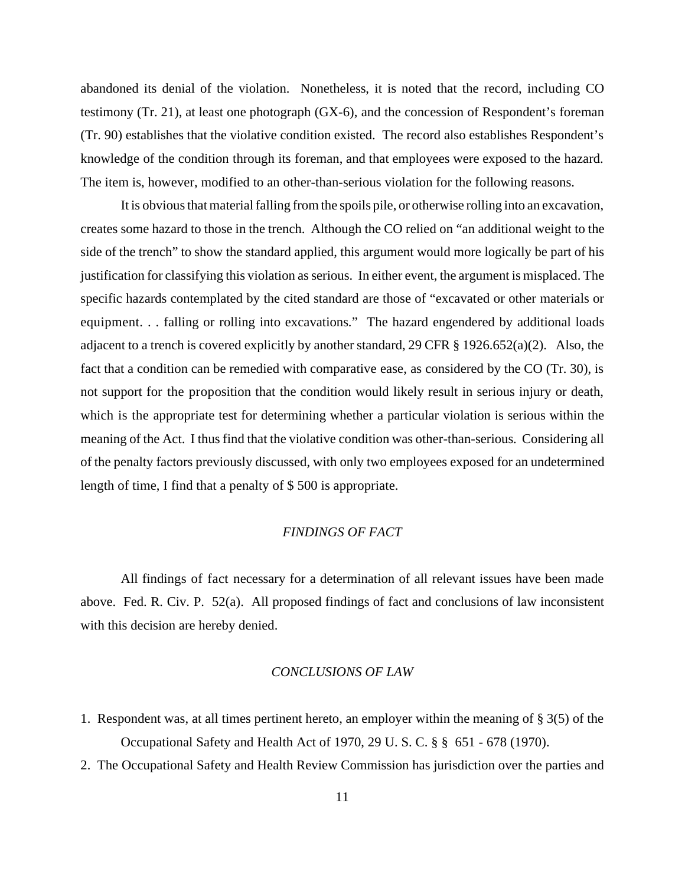abandoned its denial of the violation. Nonetheless, it is noted that the record, including CO testimony (Tr. 21), at least one photograph (GX-6), and the concession of Respondent's foreman (Tr. 90) establishes that the violative condition existed. The record also establishes Respondent's knowledge of the condition through its foreman, and that employees were exposed to the hazard. The item is, however, modified to an other-than-serious violation for the following reasons.

It is obvious that material falling from the spoils pile, or otherwise rolling into an excavation, creates some hazard to those in the trench. Although the CO relied on "an additional weight to the side of the trench" to show the standard applied, this argument would more logically be part of his justification for classifying this violation as serious. In either event, the argument is misplaced. The specific hazards contemplated by the cited standard are those of "excavated or other materials or equipment. . . falling or rolling into excavations." The hazard engendered by additional loads adjacent to a trench is covered explicitly by another standard, 29 CFR § 1926.652(a)(2). Also, the fact that a condition can be remedied with comparative ease, as considered by the CO (Tr. 30), is not support for the proposition that the condition would likely result in serious injury or death, which is the appropriate test for determining whether a particular violation is serious within the meaning of the Act. I thus find that the violative condition was other-than-serious. Considering all of the penalty factors previously discussed, with only two employees exposed for an undetermined length of time, I find that a penalty of $ 500 is appropriate.

## *FINDINGS OF FACT*

All findings of fact necessary for a determination of all relevant issues have been made above. Fed. R. Civ. P. 52(a). All proposed findings of fact and conclusions of law inconsistent with this decision are hereby denied.

## *CONCLUSIONS OF LAW*

1. Respondent was, at all times pertinent hereto, an employer within the meaning of § 3(5) of the Occupational Safety and Health Act of 1970, 29 U. S. C. § § 651 - 678 (1970).
2. The Occupational Safety and Health Review Commission has jurisdiction over the parties and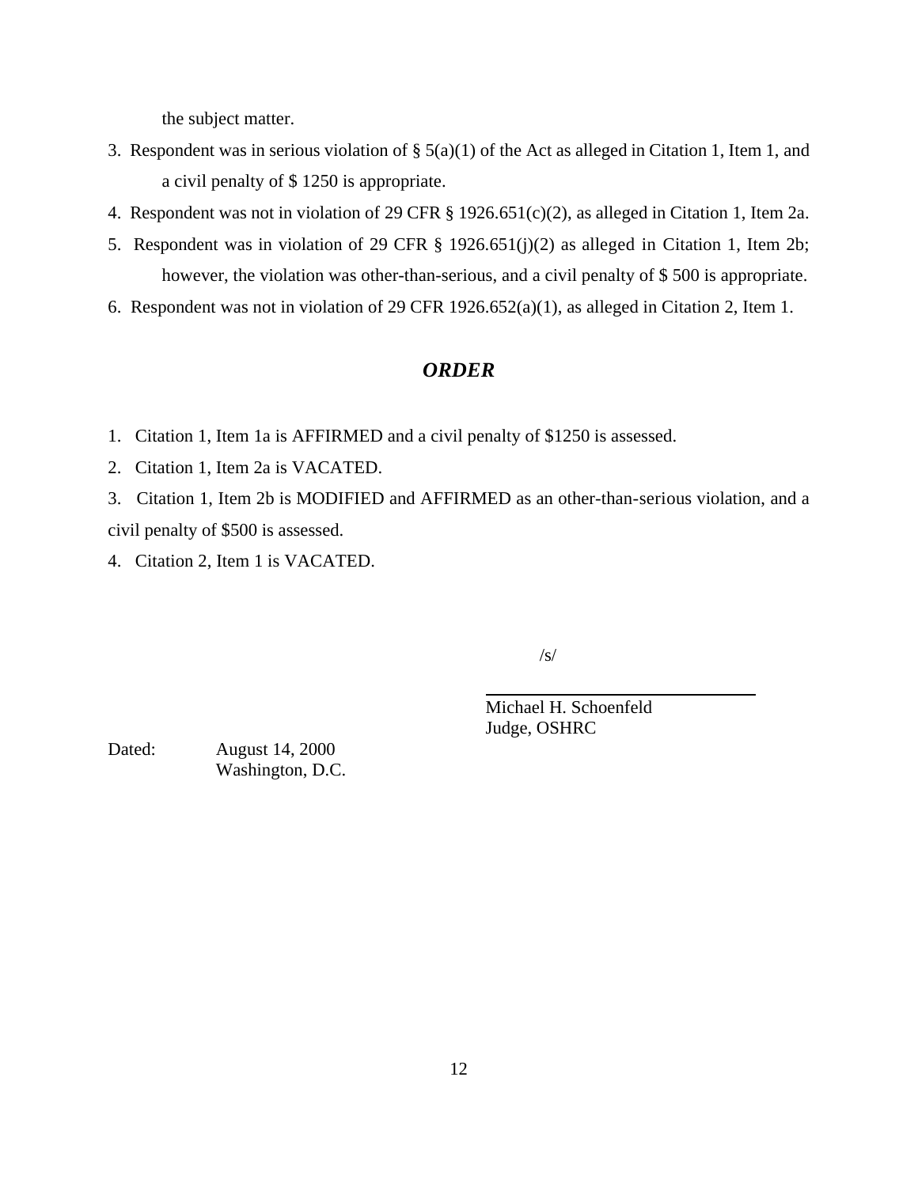the subject matter.

3. Respondent was in serious violation of § 5(a)(1) of the Act as alleged in Citation 1, Item 1, and a civil penalty of $ 1250 is appropriate.
4. Respondent was not in violation of 29 CFR § 1926.651(c)(2), as alleged in Citation 1, Item 2a.
5. Respondent was in violation of 29 CFR § 1926.651(j)(2) as alleged in Citation 1, Item 2b; however, the violation was other-than-serious, and a civil penalty of $ 500 is appropriate.
6. Respondent was not in violation of 29 CFR 1926.652(a)(1), as alleged in Citation 2, Item 1.

## ***ORDER***

1. Citation 1, Item 1a is AFFIRMED and a civil penalty of $1250 is assessed.
2. Citation 1, Item 2a is VACATED.
3. Citation 1, Item 2b is MODIFIED and AFFIRMED as an other-than-serious violation, and a civil penalty of $500 is assessed.
4. Citation 2, Item 1 is VACATED.

/s/

Michael H. Schoenfeld
Judge, OSHRC

Dated: August 14, 2000
Washington, D.C.